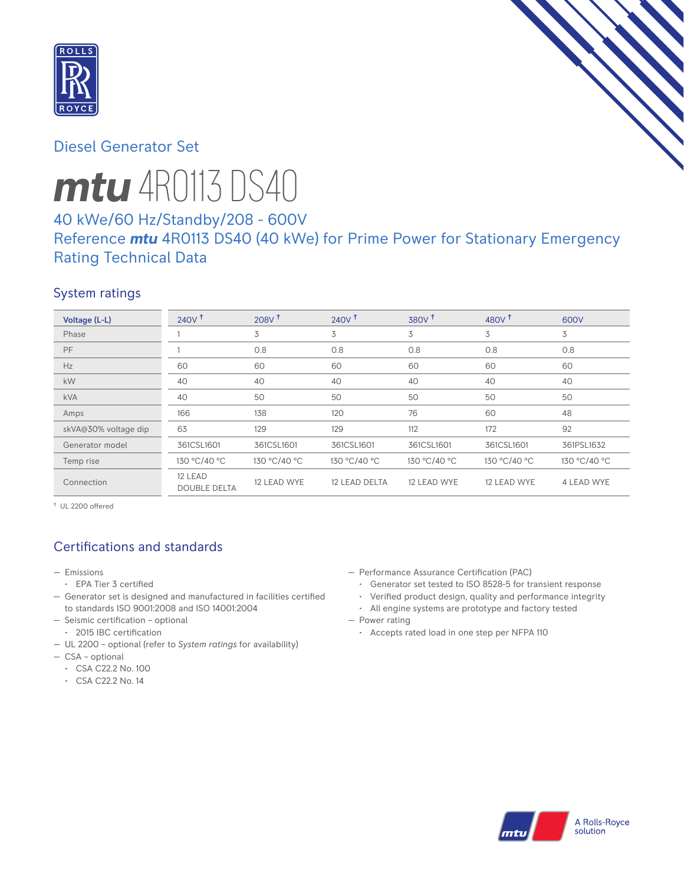Diesel Generator Set

# *mtu* 4R0113 DS40

## 40 kWe/60 Hz/Standby/208 - 600V
## Reference *mtu* 4R0113 DS40 (40 kWe) for Prime Power for Stationary Emergency Rating Technical Data

### System ratings

| Voltage (L-L) | 240V † | 208V † | 240V † | 380V † | 480V † | 600V |
|---|---|---|---|---|---|---|
| Phase | 1 | 3 | 3 | 3 | 3 | 3 |
| PF | 1 | 0.8 | 0.8 | 0.8 | 0.8 | 0.8 |
| Hz | 60 | 60 | 60 | 60 | 60 | 60 |
| kW | 40 | 40 | 40 | 40 | 40 | 40 |
| kVA | 40 | 50 | 50 | 50 | 50 | 50 |
| Amps | 166 | 138 | 120 | 76 | 60 | 48 |
| skVA@30% voltage dip | 63 | 129 | 129 | 112 | 172 | 92 |
| Generator model | 361CSL1601 | 361CSL1601 | 361CSL1601 | 361CSL1601 | 361CSL1601 | 361PSL1632 |
| Temp rise | 130 °C/40 °C | 130 °C/40 °C | 130 °C/40 °C | 130 °C/40 °C | 130 °C/40 °C | 130 °C/40 °C |
| Connection | 12 LEAD DOUBLE DELTA | 12 LEAD WYE | 12 LEAD DELTA | 12 LEAD WYE | 12 LEAD WYE | 4 LEAD WYE |

† UL 2200 offered

### Certifications and standards

- Emissions
  - EPA Tier 3 certified
- Generator set is designed and manufactured in facilities certified to standards ISO 9001:2008 and ISO 14001:2004
- Seismic certification – optional
  - 2015 IBC certification
- UL 2200 – optional (refer to *System ratings* for availability)
- CSA – optional
  - CSA C22.2 No. 100
  - CSA C22.2 No. 14
- Performance Assurance Certification (PAC)
  - Generator set tested to ISO 8528-5 for transient response
  - Verified product design, quality and performance integrity
  - All engine systems are prototype and factory tested
- Power rating
  - Accepts rated load in one step per NFPA 110

A Rolls-Royce solution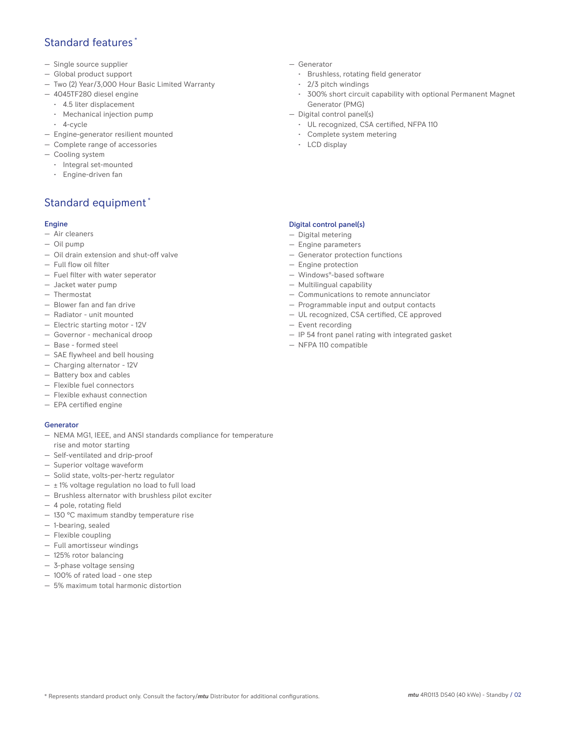## Standard features *

- Single source supplier
- Global product support
- Two (2) Year/3,000 Hour Basic Limited Warranty
- 4045TF280 diesel engine
  - 4.5 liter displacement
  - Mechanical injection pump
  - 4-cycle
- Engine-generator resilient mounted
- Complete range of accessories
- Cooling system
  - Integral set-mounted
  - Engine-driven fan
- Generator
  - Brushless, rotating field generator
  - 2/3 pitch windings
  - 300% short circuit capability with optional Permanent Magnet Generator (PMG)
- Digital control panel(s)
  - UL recognized, CSA certified, NFPA 110
  - Complete system metering
  - LCD display

## Standard equipment *

### Engine

- Air cleaners
- Oil pump
- Oil drain extension and shut-off valve
- Full flow oil filter
- Fuel filter with water seperator
- Jacket water pump
- Thermostat
- Blower fan and fan drive
- Radiator - unit mounted
- Electric starting motor - 12V
- Governor - mechanical droop
- Base - formed steel
- SAE flywheel and bell housing
- Charging alternator - 12V
- Battery box and cables
- Flexible fuel connectors
- Flexible exhaust connection
- EPA certified engine

### Generator

- NEMA MG1, IEEE, and ANSI standards compliance for temperature rise and motor starting
- Self-ventilated and drip-proof
- Superior voltage waveform
- Solid state, volts-per-hertz regulator
- ± 1% voltage regulation no load to full load
- Brushless alternator with brushless pilot exciter
- 4 pole, rotating field
- 130 °C maximum standby temperature rise
- 1-bearing, sealed
- Flexible coupling
- Full amortisseur windings
- 125% rotor balancing
- 3-phase voltage sensing
- 100% of rated load - one step
- 5% maximum total harmonic distortion

### Digital control panel(s)

- Digital metering
- Engine parameters
- Generator protection functions
- Engine protection
- Windows®-based software
- Multilingual capability
- Communications to remote annunciator
- Programmable input and output contacts
- UL recognized, CSA certified, CE approved
- Event recording
- IP 54 front panel rating with integrated gasket
- NFPA 110 compatible

* Represents standard product only. Consult the factory/*mtu* Distributor for additional configurations.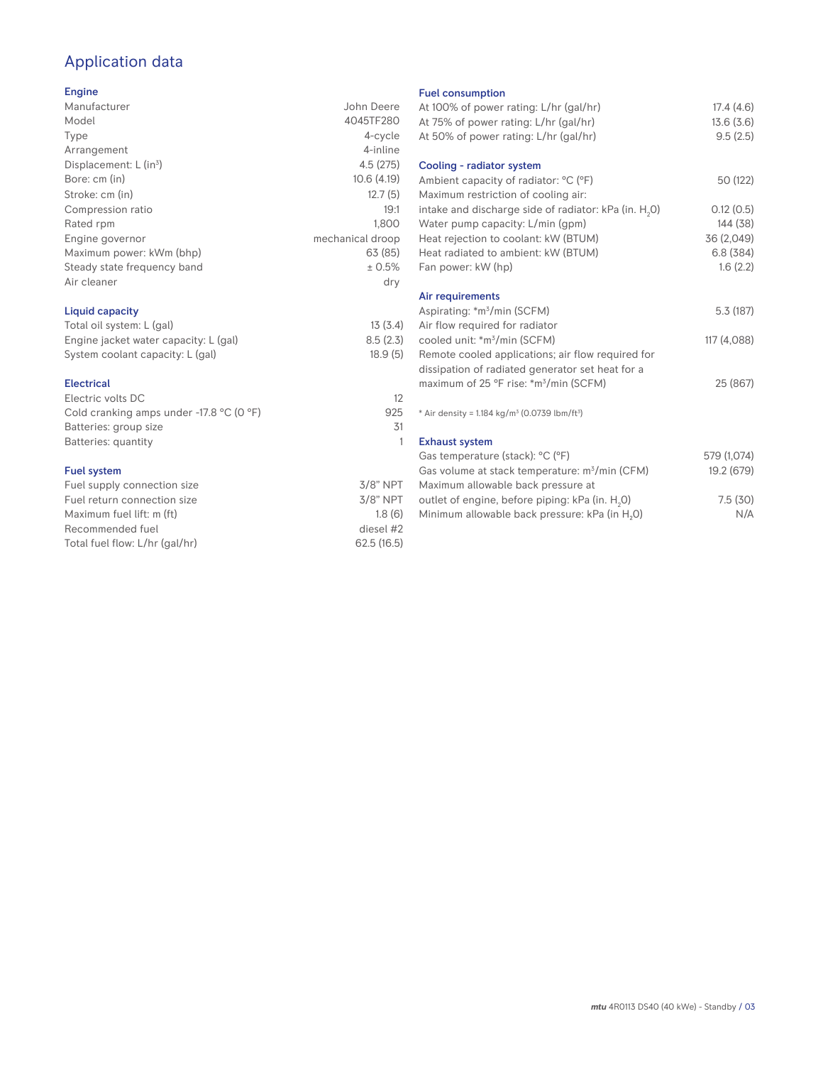# Application data

### Engine

| | |
|---|---|
| Manufacturer | John Deere |
| Model | 4045TF280 |
| Type | 4-cycle |
| Arrangement | 4-inline |
| Displacement: L (in$^3$) | 4.5 (275) |
| Bore: cm (in) | 10.6 (4.19) |
| Stroke: cm (in) | 12.7 (5) |
| Compression ratio | 19:1 |
| Rated rpm | 1,800 |
| Engine governor | mechanical droop |
| Maximum power: kWm (bhp) | 63 (85) |
| Steady state frequency band | ± 0.5% |
| Air cleaner | dry |

### Liquid capacity

| | |
|---|---|
| Total oil system: L (gal) | 13 (3.4) |
| Engine jacket water capacity: L (gal) | 8.5 (2.3) |
| System coolant capacity: L (gal) | 18.9 (5) |

### Electrical

| | |
|---|---|
| Electric volts DC | 12 |
| Cold cranking amps under -17.8 °C (0 °F) | 925 |
| Batteries: group size | 31 |
| Batteries: quantity | 1 |

### Fuel system

| | |
|---|---|
| Fuel supply connection size | 3/8" NPT |
| Fuel return connection size | 3/8" NPT |
| Maximum fuel lift: m (ft) | 1.8 (6) |
| Recommended fuel | diesel #2 |
| Total fuel flow: L/hr (gal/hr) | 62.5 (16.5) |

### Fuel consumption

| | |
|---|---|
| At 100% of power rating: L/hr (gal/hr) | 17.4 (4.6) |
| At 75% of power rating: L/hr (gal/hr) | 13.6 (3.6) |
| At 50% of power rating: L/hr (gal/hr) | 9.5 (2.5) |

### Cooling - radiator system

| | |
|---|---|
| Ambient capacity of radiator: °C (°F) | 50 (122) |
| Maximum restriction of cooling air: intake and discharge side of radiator: kPa (in. $H_2O$) | 0.12 (0.5) |
| Water pump capacity: L/min (gpm) | 144 (38) |
| Heat rejection to coolant: kW (BTUM) | 36 (2,049) |
| Heat radiated to ambient: kW (BTUM) | 6.8 (384) |
| Fan power: kW (hp) | 1.6 (2.2) |

### Air requirements

| | |
|---|---|
| Aspirating: *m$^3$/min (SCFM) | 5.3 (187) |
| Air flow required for radiator cooled unit: *m$^3$/min (SCFM) | 117 (4,088) |
| Remote cooled applications; air flow required for dissipation of radiated generator set heat for a maximum of 25 °F rise: *m$^3$/min (SCFM) | 25 (867) |

* Air density = 1.184 kg/m$^3$ (0.0739 lbm/ft$^3$)

### Exhaust system

| | |
|---|---|
| Gas temperature (stack): °C (°F) | 579 (1,074) |
| Gas volume at stack temperature: m$^3$/min (CFM) | 19.2 (679) |
| Maximum allowable back pressure at outlet of engine, before piping: kPa (in. $H_2O$) | 7.5 (30) |
| Minimum allowable back pressure: kPa (in $H_2O$) | N/A |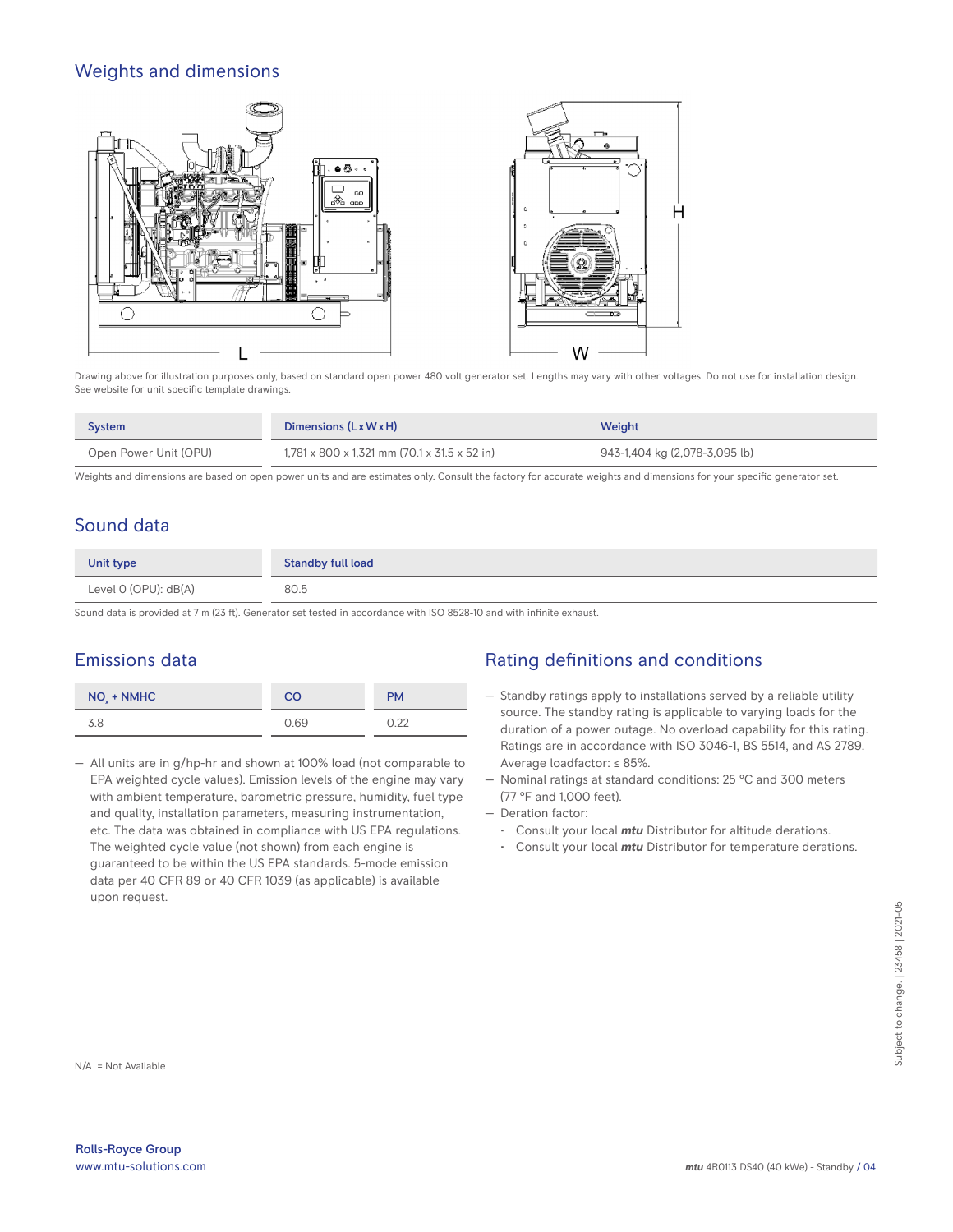## Weights and dimensions

L

W

H

Drawing above for illustration purposes only, based on standard open power 480 volt generator set. Lengths may vary with other voltages. Do not use for installation design. See website for unit specific template drawings.

| System | Dimensions (L x W x H) | Weight |
|---|---|---|
| Open Power Unit (OPU) | 1,781 x 800 x 1,321 mm (70.1 x 31.5 x 52 in) | 943-1,404 kg (2,078-3,095 lb) |

Weights and dimensions are based on open power units and are estimates only. Consult the factory for accurate weights and dimensions for your specific generator set.

## Sound data

| Unit type | Standby full load |
|---|---|
| Level 0 (OPU): dB(A) | 80.5 |

Sound data is provided at 7 m (23 ft). Generator set tested in accordance with ISO 8528-10 and with infinite exhaust.

## Emissions data

| $NO_x$ + NMHC | CO | PM |
|---|---|---|
| 3.8 | 0.69 | 0.22 |

- All units are in g/hp-hr and shown at 100% load (not comparable to EPA weighted cycle values). Emission levels of the engine may vary with ambient temperature, barometric pressure, humidity, fuel type and quality, installation parameters, measuring instrumentation, etc. The data was obtained in compliance with US EPA regulations. The weighted cycle value (not shown) from each engine is guaranteed to be within the US EPA standards. 5-mode emission data per 40 CFR 89 or 40 CFR 1039 (as applicable) is available upon request.

## Rating definitions and conditions

- Standby ratings apply to installations served by a reliable utility source. The standby rating is applicable to varying loads for the duration of a power outage. No overload capability for this rating. Ratings are in accordance with ISO 3046-1, BS 5514, and AS 2789. Average loadfactor: ≤ 85%.
- Nominal ratings at standard conditions: 25 °C and 300 meters (77 °F and 1,000 feet).
- Deration factor:
  - Consult your local ***mtu*** Distributor for altitude derations.
  - Consult your local ***mtu*** Distributor for temperature derations.

N/A = Not Available

Subject to change. | 23458 | 2021-05

Rolls-Royce Group
www.mtu-solutions.com